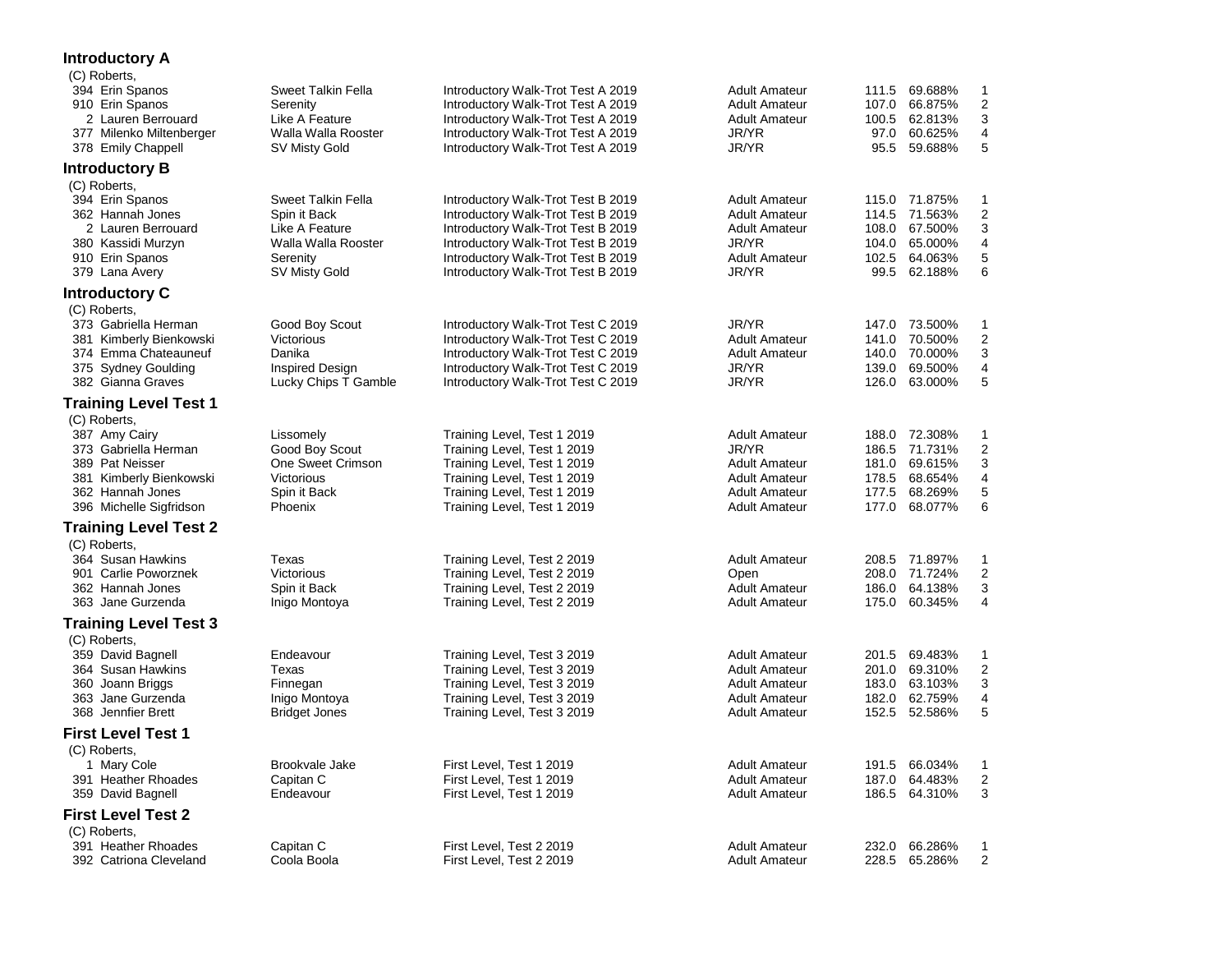## Introductory A

(C) Roberts,

| No. | Rider | Horse | Test | Division | Score | Percent | Place |
|---|---|---|---|---|---|---|---|
| 394 | Erin Spanos | Sweet Talkin Fella | Introductory Walk-Trot Test A 2019 | Adult Amateur | 111.5 | 69.688% | 1 |
| 910 | Erin Spanos | Serenity | Introductory Walk-Trot Test A 2019 | Adult Amateur | 107.0 | 66.875% | 2 |
| 2 | Lauren Berrouard | Like A Feature | Introductory Walk-Trot Test A 2019 | Adult Amateur | 100.5 | 62.813% | 3 |
| 377 | Milenko Miltenberger | Walla Walla Rooster | Introductory Walk-Trot Test A 2019 | JR/YR | 97.0 | 60.625% | 4 |
| 378 | Emily Chappell | SV Misty Gold | Introductory Walk-Trot Test A 2019 | JR/YR | 95.5 | 59.688% | 5 |

## Introductory B

(C) Roberts,

| No. | Rider | Horse | Test | Division | Score | Percent | Place |
|---|---|---|---|---|---|---|---|
| 394 | Erin Spanos | Sweet Talkin Fella | Introductory Walk-Trot Test B 2019 | Adult Amateur | 115.0 | 71.875% | 1 |
| 362 | Hannah Jones | Spin it Back | Introductory Walk-Trot Test B 2019 | Adult Amateur | 114.5 | 71.563% | 2 |
| 2 | Lauren Berrouard | Like A Feature | Introductory Walk-Trot Test B 2019 | Adult Amateur | 108.0 | 67.500% | 3 |
| 380 | Kassidi Murzyn | Walla Walla Rooster | Introductory Walk-Trot Test B 2019 | JR/YR | 104.0 | 65.000% | 4 |
| 910 | Erin Spanos | Serenity | Introductory Walk-Trot Test B 2019 | Adult Amateur | 102.5 | 64.063% | 5 |
| 379 | Lana Avery | SV Misty Gold | Introductory Walk-Trot Test B 2019 | JR/YR | 99.5 | 62.188% | 6 |

## Introductory C

(C) Roberts,

| No. | Rider | Horse | Test | Division | Score | Percent | Place |
|---|---|---|---|---|---|---|---|
| 373 | Gabriella Herman | Good Boy Scout | Introductory Walk-Trot Test C 2019 | JR/YR | 147.0 | 73.500% | 1 |
| 381 | Kimberly Bienkowski | Victorious | Introductory Walk-Trot Test C 2019 | Adult Amateur | 141.0 | 70.500% | 2 |
| 374 | Emma Chateauneuf | Danika | Introductory Walk-Trot Test C 2019 | Adult Amateur | 140.0 | 70.000% | 3 |
| 375 | Sydney Goulding | Inspired Design | Introductory Walk-Trot Test C 2019 | JR/YR | 139.0 | 69.500% | 4 |
| 382 | Gianna Graves | Lucky Chips T Gamble | Introductory Walk-Trot Test C 2019 | JR/YR | 126.0 | 63.000% | 5 |

## Training Level Test 1

(C) Roberts,

| No. | Rider | Horse | Test | Division | Score | Percent | Place |
|---|---|---|---|---|---|---|---|
| 387 | Amy Cairy | Lissomely | Training Level, Test 1 2019 | Adult Amateur | 188.0 | 72.308% | 1 |
| 373 | Gabriella Herman | Good Boy Scout | Training Level, Test 1 2019 | JR/YR | 186.5 | 71.731% | 2 |
| 389 | Pat Neisser | One Sweet Crimson | Training Level, Test 1 2019 | Adult Amateur | 181.0 | 69.615% | 3 |
| 381 | Kimberly Bienkowski | Victorious | Training Level, Test 1 2019 | Adult Amateur | 178.5 | 68.654% | 4 |
| 362 | Hannah Jones | Spin it Back | Training Level, Test 1 2019 | Adult Amateur | 177.5 | 68.269% | 5 |
| 396 | Michelle Sigfridson | Phoenix | Training Level, Test 1 2019 | Adult Amateur | 177.0 | 68.077% | 6 |

## Training Level Test 2

(C) Roberts,

| No. | Rider | Horse | Test | Division | Score | Percent | Place |
|---|---|---|---|---|---|---|---|
| 364 | Susan Hawkins | Texas | Training Level, Test 2 2019 | Adult Amateur | 208.5 | 71.897% | 1 |
| 901 | Carlie Poworznek | Victorious | Training Level, Test 2 2019 | Open | 208.0 | 71.724% | 2 |
| 362 | Hannah Jones | Spin it Back | Training Level, Test 2 2019 | Adult Amateur | 186.0 | 64.138% | 3 |
| 363 | Jane Gurzenda | Inigo Montoya | Training Level, Test 2 2019 | Adult Amateur | 175.0 | 60.345% | 4 |

## Training Level Test 3

(C) Roberts,

| No. | Rider | Horse | Test | Division | Score | Percent | Place |
|---|---|---|---|---|---|---|---|
| 359 | David Bagnell | Endeavour | Training Level, Test 3 2019 | Adult Amateur | 201.5 | 69.483% | 1 |
| 364 | Susan Hawkins | Texas | Training Level, Test 3 2019 | Adult Amateur | 201.0 | 69.310% | 2 |
| 360 | Joann Briggs | Finnegan | Training Level, Test 3 2019 | Adult Amateur | 183.0 | 63.103% | 3 |
| 363 | Jane Gurzenda | Inigo Montoya | Training Level, Test 3 2019 | Adult Amateur | 182.0 | 62.759% | 4 |
| 368 | Jennfier Brett | Bridget Jones | Training Level, Test 3 2019 | Adult Amateur | 152.5 | 52.586% | 5 |

## First Level Test 1

(C) Roberts,

| No. | Rider | Horse | Test | Division | Score | Percent | Place |
|---|---|---|---|---|---|---|---|
| 1 | Mary Cole | Brookvale Jake | First Level, Test 1 2019 | Adult Amateur | 191.5 | 66.034% | 1 |
| 391 | Heather Rhoades | Capitan C | First Level, Test 1 2019 | Adult Amateur | 187.0 | 64.483% | 2 |
| 359 | David Bagnell | Endeavour | First Level, Test 1 2019 | Adult Amateur | 186.5 | 64.310% | 3 |

## First Level Test 2

(C) Roberts,

| No. | Rider | Horse | Test | Division | Score | Percent | Place |
|---|---|---|---|---|---|---|---|
| 391 | Heather Rhoades | Capitan C | First Level, Test 2 2019 | Adult Amateur | 232.0 | 66.286% | 1 |
| 392 | Catriona Cleveland | Coola Boola | First Level, Test 2 2019 | Adult Amateur | 228.5 | 65.286% | 2 |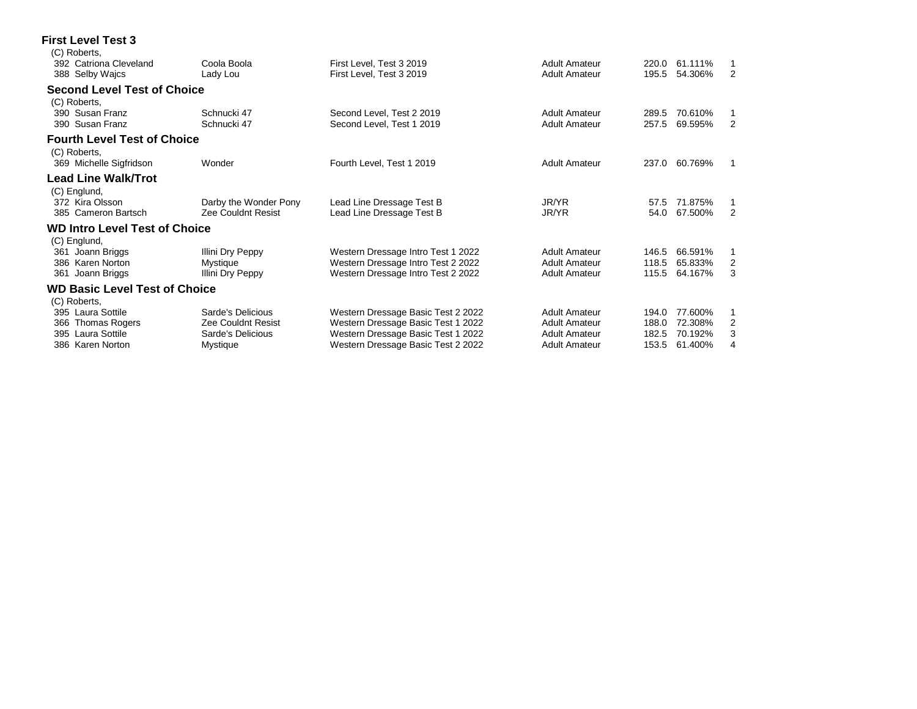### First Level Test 3

(C) Roberts,

| | | | | | | |
|---|---|---|---|---|---|---|
| 392 Catriona Cleveland | Coola Boola | First Level, Test 3 2019 | Adult Amateur | 220.0 | 61.111% | 1 |
| 388 Selby Wajcs | Lady Lou | First Level, Test 3 2019 | Adult Amateur | 195.5 | 54.306% | 2 |

### Second Level Test of Choice

(C) Roberts,

| | | | | | | |
|---|---|---|---|---|---|---|
| 390 Susan Franz | Schnucki 47 | Second Level, Test 2 2019 | Adult Amateur | 289.5 | 70.610% | 1 |
| 390 Susan Franz | Schnucki 47 | Second Level, Test 1 2019 | Adult Amateur | 257.5 | 69.595% | 2 |

### Fourth Level Test of Choice

(C) Roberts,

| | | | | | | |
|---|---|---|---|---|---|---|
| 369 Michelle Sigfridson | Wonder | Fourth Level, Test 1 2019 | Adult Amateur | 237.0 | 60.769% | 1 |

### Lead Line Walk/Trot

(C) Englund,

| | | | | | | |
|---|---|---|---|---|---|---|
| 372 Kira Olsson | Darby the Wonder Pony | Lead Line Dressage Test B | JR/YR | 57.5 | 71.875% | 1 |
| 385 Cameron Bartsch | Zee Couldnt Resist | Lead Line Dressage Test B | JR/YR | 54.0 | 67.500% | 2 |

### WD Intro Level Test of Choice

(C) Englund,

| | | | | | | |
|---|---|---|---|---|---|---|
| 361 Joann Briggs | Illini Dry Peppy | Western Dressage Intro Test 1 2022 | Adult Amateur | 146.5 | 66.591% | 1 |
| 386 Karen Norton | Mystique | Western Dressage Intro Test 2 2022 | Adult Amateur | 118.5 | 65.833% | 2 |
| 361 Joann Briggs | Illini Dry Peppy | Western Dressage Intro Test 2 2022 | Adult Amateur | 115.5 | 64.167% | 3 |

### WD Basic Level Test of Choice

(C) Roberts,

| | | | | | | |
|---|---|---|---|---|---|---|
| 395 Laura Sottile | Sarde's Delicious | Western Dressage Basic Test 2 2022 | Adult Amateur | 194.0 | 77.600% | 1 |
| 366 Thomas Rogers | Zee Couldnt Resist | Western Dressage Basic Test 1 2022 | Adult Amateur | 188.0 | 72.308% | 2 |
| 395 Laura Sottile | Sarde's Delicious | Western Dressage Basic Test 1 2022 | Adult Amateur | 182.5 | 70.192% | 3 |
| 386 Karen Norton | Mystique | Western Dressage Basic Test 2 2022 | Adult Amateur | 153.5 | 61.400% | 4 |